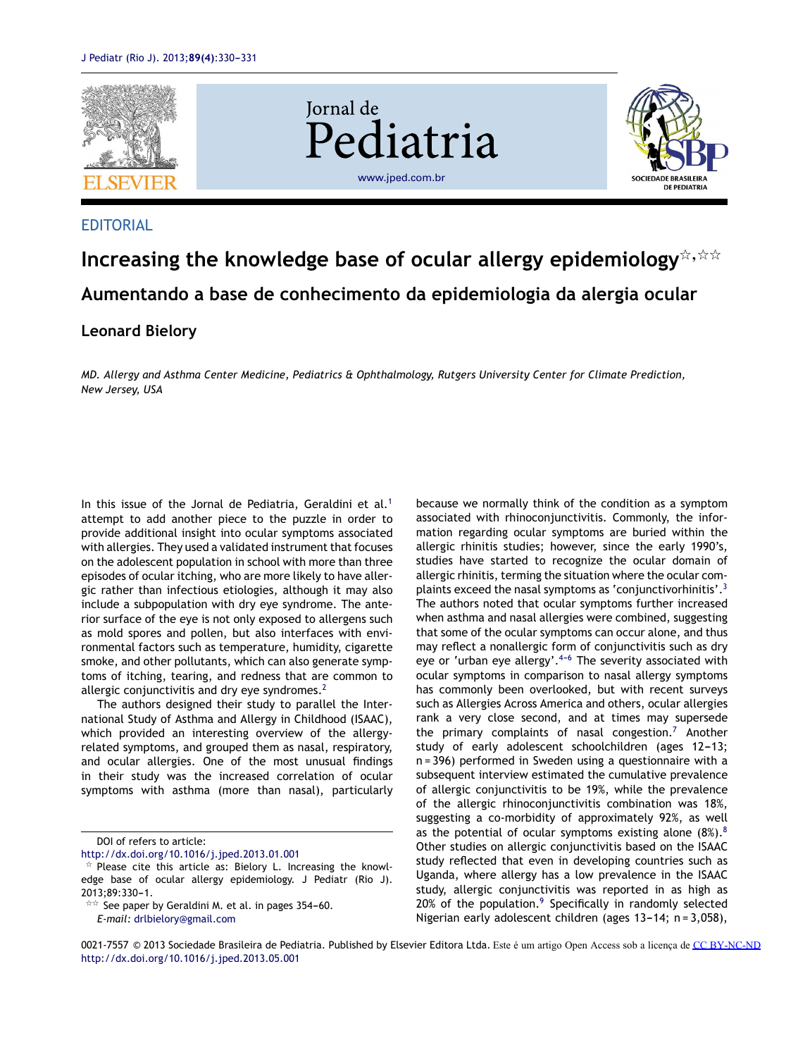EDITORIAL

# Increasing the knowledge base of ocular allergy epidemiology☆,☆☆

## Aumentando a base de conhecimento da epidemiologia da alergia ocular

**Leonard Bielory**

*MD. Allergy and Asthma Center Medicine, Pediatrics & Ophthalmology, Rutgers University Center for Climate Prediction, New Jersey, USA*

In this issue of the Jornal de Pediatria, Geraldini et al.[1] attempt to add another piece to the puzzle in order to provide additional insight into ocular symptoms associated with allergies. They used a validated instrument that focuses on the adolescent population in school with more than three episodes of ocular itching, who are more likely to have allergic rather than infectious etiologies, although it may also include a subpopulation with dry eye syndrome. The anterior surface of the eye is not only exposed to allergens such as mold spores and pollen, but also interfaces with environmental factors such as temperature, humidity, cigarette smoke, and other pollutants, which can also generate symptoms of itching, tearing, and redness that are common to allergic conjunctivitis and dry eye syndromes.[2]

The authors designed their study to parallel the International Study of Asthma and Allergy in Childhood (ISAAC), which provided an interesting overview of the allergy-related symptoms, and grouped them as nasal, respiratory, and ocular allergies. One of the most unusual findings in their study was the increased correlation of ocular symptoms with asthma (more than nasal), particularly because we normally think of the condition as a symptom associated with rhinoconjunctivitis. Commonly, the information regarding ocular symptoms are buried within the allergic rhinitis studies; however, since the early 1990's, studies have started to recognize the ocular domain of allergic rhinitis, terming the situation where the ocular complaints exceed the nasal symptoms as 'conjunctivorhinitis'.[3] The authors noted that ocular symptoms further increased when asthma and nasal allergies were combined, suggesting that some of the ocular symptoms can occur alone, and thus may reflect a nonallergic form of conjunctivitis such as dry eye or 'urban eye allergy'.[4-6] The severity associated with ocular symptoms in comparison to nasal allergy symptoms has commonly been overlooked, but with recent surveys such as Allergies Across America and others, ocular allergies rank a very close second, and at times may supersede the primary complaints of nasal congestion.[7] Another study of early adolescent schoolchildren (ages 12-13; n = 396) performed in Sweden using a questionnaire with a subsequent interview estimated the cumulative prevalence of allergic conjunctivitis to be 19%, while the prevalence of the allergic rhinoconjunctivitis combination was 18%, suggesting a co-morbidity of approximately 92%, as well as the potential of ocular symptoms existing alone (8%).[8] Other studies on allergic conjunctivitis based on the ISAAC study reflected that even in developing countries such as Uganda, where allergy has a low prevalence in the ISAAC study, allergic conjunctivitis was reported in as high as 20% of the population.[9] Specifically in randomly selected Nigerian early adolescent children (ages 13-14; n = 3,058),

---

DOI of refers to article: http://dx.doi.org/10.1016/j.jped.2013.01.001

☆ Please cite this article as: Bielory L. Increasing the knowledge base of ocular allergy epidemiology. J Pediatr (Rio J). 2013;89:330-1.

☆☆ See paper by Geraldini M. et al. in pages 354-60.

*E-mail:* drlbielory@gmail.com

0021-7557 © 2013 Sociedade Brasileira de Pediatria. Published by Elsevier Editora Ltda. Este é um artigo Open Access sob a licença de CC BY-NC-ND
http://dx.doi.org/10.1016/j.jped.2013.05.001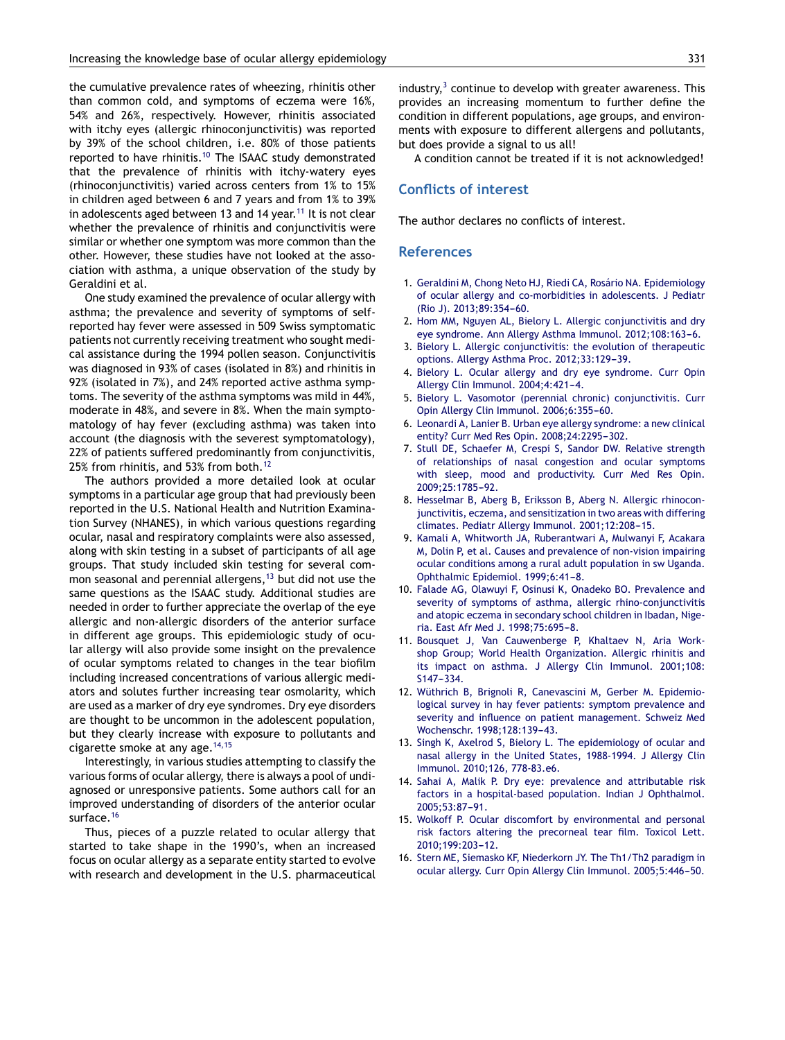the cumulative prevalence rates of wheezing, rhinitis other than common cold, and symptoms of eczema were 16%, 54% and 26%, respectively. However, rhinitis associated with itchy eyes (allergic rhinoconjunctivitis) was reported by 39% of the school children, i.e. 80% of those patients reported to have rhinitis.[10] The ISAAC study demonstrated that the prevalence of rhinitis with itchy-watery eyes (rhinoconjunctivitis) varied across centers from 1% to 15% in children aged between 6 and 7 years and from 1% to 39% in adolescents aged between 13 and 14 year.[11] It is not clear whether the prevalence of rhinitis and conjunctivitis were similar or whether one symptom was more common than the other. However, these studies have not looked at the association with asthma, a unique observation of the study by Geraldini et al.

One study examined the prevalence of ocular allergy with asthma; the prevalence and severity of symptoms of self-reported hay fever were assessed in 509 Swiss symptomatic patients not currently receiving treatment who sought medical assistance during the 1994 pollen season. Conjunctivitis was diagnosed in 93% of cases (isolated in 8%) and rhinitis in 92% (isolated in 7%), and 24% reported active asthma symptoms. The severity of the asthma symptoms was mild in 44%, moderate in 48%, and severe in 8%. When the main symptomatology of hay fever (excluding asthma) was taken into account (the diagnosis with the severest symptomatology), 22% of patients suffered predominantly from conjunctivitis, 25% from rhinitis, and 53% from both.[12]

The authors provided a more detailed look at ocular symptoms in a particular age group that had previously been reported in the U.S. National Health and Nutrition Examination Survey (NHANES), in which various questions regarding ocular, nasal and respiratory complaints were also assessed, along with skin testing in a subset of participants of all age groups. That study included skin testing for several common seasonal and perennial allergens,[13] but did not use the same questions as the ISAAC study. Additional studies are needed in order to further appreciate the overlap of the eye allergic and non-allergic disorders of the anterior surface in different age groups. This epidemiologic study of ocular allergy will also provide some insight on the prevalence of ocular symptoms related to changes in the tear biofilm including increased concentrations of various allergic mediators and solutes further increasing tear osmolarity, which are used as a marker of dry eye syndromes. Dry eye disorders are thought to be uncommon in the adolescent population, but they clearly increase with exposure to pollutants and cigarette smoke at any age.[14,15]

Interestingly, in various studies attempting to classify the various forms of ocular allergy, there is always a pool of undiagnosed or unresponsive patients. Some authors call for an improved understanding of disorders of the anterior ocular surface.[16]

Thus, pieces of a puzzle related to ocular allergy that started to take shape in the 1990's, when an increased focus on ocular allergy as a separate entity started to evolve with research and development in the U.S. pharmaceutical industry,[3] continue to develop with greater awareness. This provides an increasing momentum to further define the condition in different populations, age groups, and environments with exposure to different allergens and pollutants, but does provide a signal to us all!

A condition cannot be treated if it is not acknowledged!

## Conflicts of interest

The author declares no conflicts of interest.

## References

1. Geraldini M, Chong Neto HJ, Riedi CA, Rosário NA. Epidemiology of ocular allergy and co-morbidities in adolescents. J Pediatr (Rio J). 2013;89:354–60.
2. Hom MM, Nguyen AL, Bielory L. Allergic conjunctivitis and dry eye syndrome. Ann Allergy Asthma Immunol. 2012;108:163–6.
3. Bielory L. Allergic conjunctivitis: the evolution of therapeutic options. Allergy Asthma Proc. 2012;33:129–39.
4. Bielory L. Ocular allergy and dry eye syndrome. Curr Opin Allergy Clin Immunol. 2004;4:421–4.
5. Bielory L. Vasomotor (perennial chronic) conjunctivitis. Curr Opin Allergy Clin Immunol. 2006;6:355–60.
6. Leonardi A, Lanier B. Urban eye allergy syndrome: a new clinical entity? Curr Med Res Opin. 2008;24:2295–302.
7. Stull DE, Schaefer M, Crespi S, Sandor DW. Relative strength of relationships of nasal congestion and ocular symptoms with sleep, mood and productivity. Curr Med Res Opin. 2009;25:1785–92.
8. Hesselmar B, Aberg B, Eriksson B, Aberg N. Allergic rhinoconjunctivitis, eczema, and sensitization in two areas with differing climates. Pediatr Allergy Immunol. 2001;12:208–15.
9. Kamali A, Whitworth JA, Ruberantwari A, Mulwanyi F, Acakara M, Dolin P, et al. Causes and prevalence of non-vision impairing ocular conditions among a rural adult population in sw Uganda. Ophthalmic Epidemiol. 1999;6:41–8.
10. Falade AG, Olawuyi F, Osinusi K, Onadeko BO. Prevalence and severity of symptoms of asthma, allergic rhino-conjunctivitis and atopic eczema in secondary school children in Ibadan, Nigeria. East Afr Med J. 1998;75:695–8.
11. Bousquet J, Van Cauwenberge P, Khaltaev N, Aria Workshop Group; World Health Organization. Allergic rhinitis and its impact on asthma. J Allergy Clin Immunol. 2001;108:S147–334.
12. Wüthrich B, Brignoli R, Canevascini M, Gerber M. Epidemiological survey in hay fever patients: symptom prevalence and severity and influence on patient management. Schweiz Med Wochenschr. 1998;128:139–43.
13. Singh K, Axelrod S, Bielory L. The epidemiology of ocular and nasal allergy in the United States, 1988-1994. J Allergy Clin Immunol. 2010;126, 778-83.e6.
14. Sahai A, Malik P. Dry eye: prevalence and attributable risk factors in a hospital-based population. Indian J Ophthalmol. 2005;53:87–91.
15. Wolkoff P. Ocular discomfort by environmental and personal risk factors altering the precorneal tear film. Toxicol Lett. 2010;199:203–12.
16. Stern ME, Siemasko KF, Niederkorn JY. The Th1/Th2 paradigm in ocular allergy. Curr Opin Allergy Clin Immunol. 2005;5:446–50.